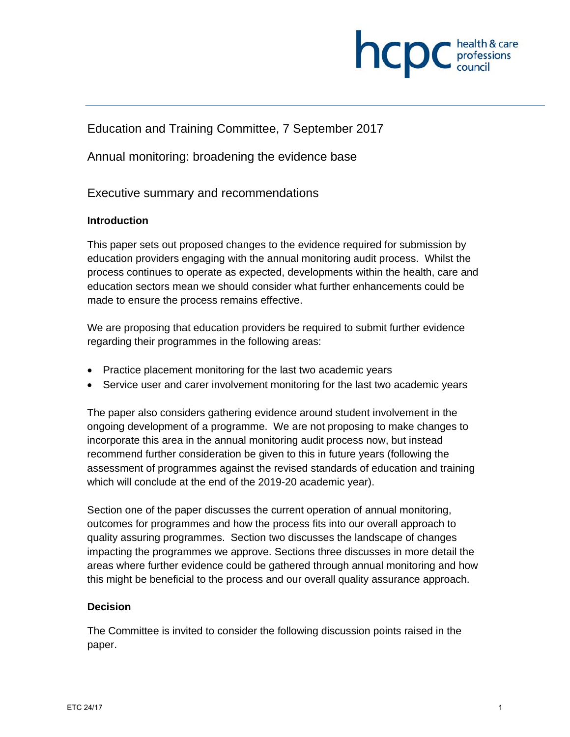Education and Training Committee, 7 September 2017

# Annual monitoring: broadening the evidence base

## Executive summary and recommendations

### Introduction

This paper sets out proposed changes to the evidence required for submission by education providers engaging with the annual monitoring audit process. Whilst the process continues to operate as expected, developments within the health, care and education sectors mean we should consider what further enhancements could be made to ensure the process remains effective.

We are proposing that education providers be required to submit further evidence regarding their programmes in the following areas:

- Practice placement monitoring for the last two academic years
- Service user and carer involvement monitoring for the last two academic years

The paper also considers gathering evidence around student involvement in the ongoing development of a programme. We are not proposing to make changes to incorporate this area in the annual monitoring audit process now, but instead recommend further consideration be given to this in future years (following the assessment of programmes against the revised standards of education and training which will conclude at the end of the 2019-20 academic year).

Section one of the paper discusses the current operation of annual monitoring, outcomes for programmes and how the process fits into our overall approach to quality assuring programmes. Section two discusses the landscape of changes impacting the programmes we approve. Sections three discusses in more detail the areas where further evidence could be gathered through annual monitoring and how this might be beneficial to the process and our overall quality assurance approach.

### Decision

The Committee is invited to consider the following discussion points raised in the paper.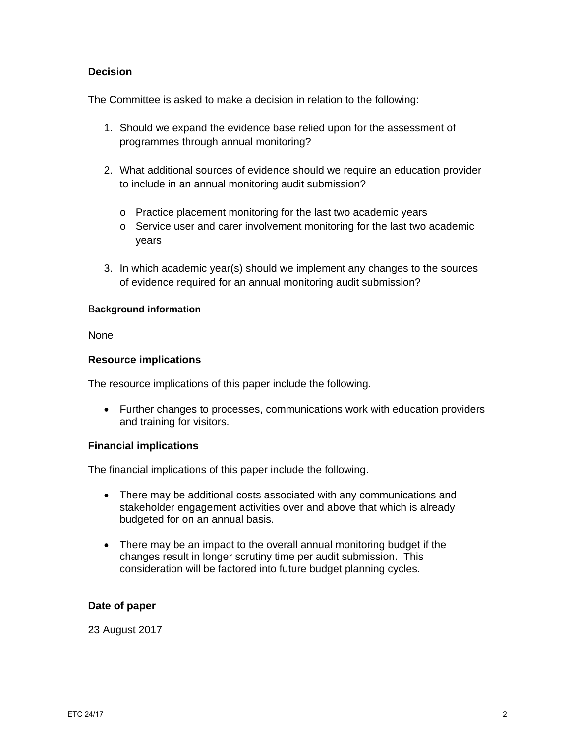**Decision**

The Committee is asked to make a decision in relation to the following:

1. Should we expand the evidence base relied upon for the assessment of programmes through annual monitoring?

2. What additional sources of evidence should we require an education provider to include in an annual monitoring audit submission?

   - Practice placement monitoring for the last two academic years
   - Service user and carer involvement monitoring for the last two academic years

3. In which academic year(s) should we implement any changes to the sources of evidence required for an annual monitoring audit submission?

**Background information**

None

**Resource implications**

The resource implications of this paper include the following.

- Further changes to processes, communications work with education providers and training for visitors.

**Financial implications**

The financial implications of this paper include the following.

- There may be additional costs associated with any communications and stakeholder engagement activities over and above that which is already budgeted for on an annual basis.

- There may be an impact to the overall annual monitoring budget if the changes result in longer scrutiny time per audit submission. This consideration will be factored into future budget planning cycles.

**Date of paper**

23 August 2017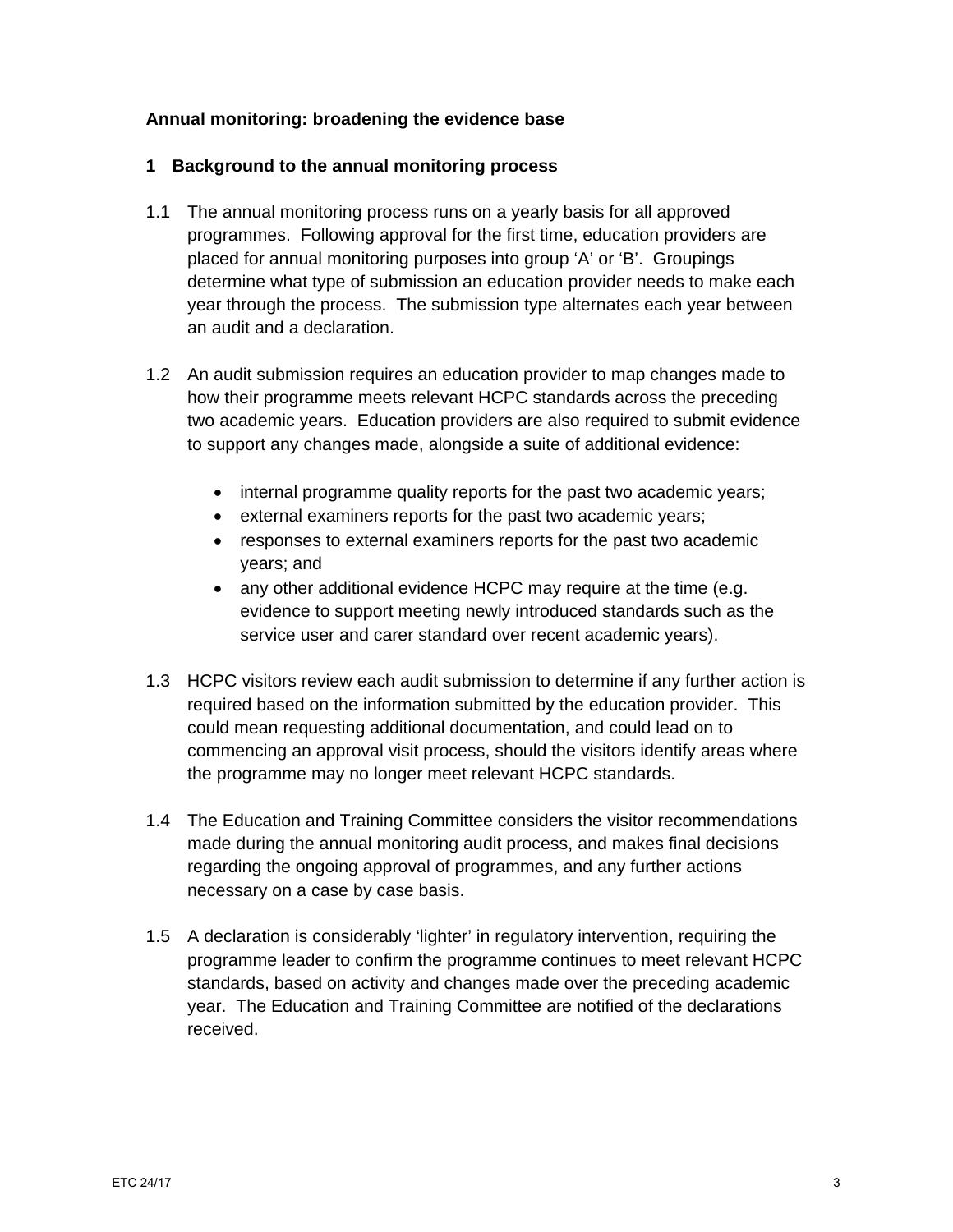**Annual monitoring: broadening the evidence base**

## 1 Background to the annual monitoring process

1.1 The annual monitoring process runs on a yearly basis for all approved programmes. Following approval for the first time, education providers are placed for annual monitoring purposes into group ‘A’ or ‘B’. Groupings determine what type of submission an education provider needs to make each year through the process. The submission type alternates each year between an audit and a declaration.

1.2 An audit submission requires an education provider to map changes made to how their programme meets relevant HCPC standards across the preceding two academic years. Education providers are also required to submit evidence to support any changes made, alongside a suite of additional evidence:

- internal programme quality reports for the past two academic years;
- external examiners reports for the past two academic years;
- responses to external examiners reports for the past two academic years; and
- any other additional evidence HCPC may require at the time (e.g. evidence to support meeting newly introduced standards such as the service user and carer standard over recent academic years).

1.3 HCPC visitors review each audit submission to determine if any further action is required based on the information submitted by the education provider. This could mean requesting additional documentation, and could lead on to commencing an approval visit process, should the visitors identify areas where the programme may no longer meet relevant HCPC standards.

1.4 The Education and Training Committee considers the visitor recommendations made during the annual monitoring audit process, and makes final decisions regarding the ongoing approval of programmes, and any further actions necessary on a case by case basis.

1.5 A declaration is considerably ‘lighter’ in regulatory intervention, requiring the programme leader to confirm the programme continues to meet relevant HCPC standards, based on activity and changes made over the preceding academic year. The Education and Training Committee are notified of the declarations received.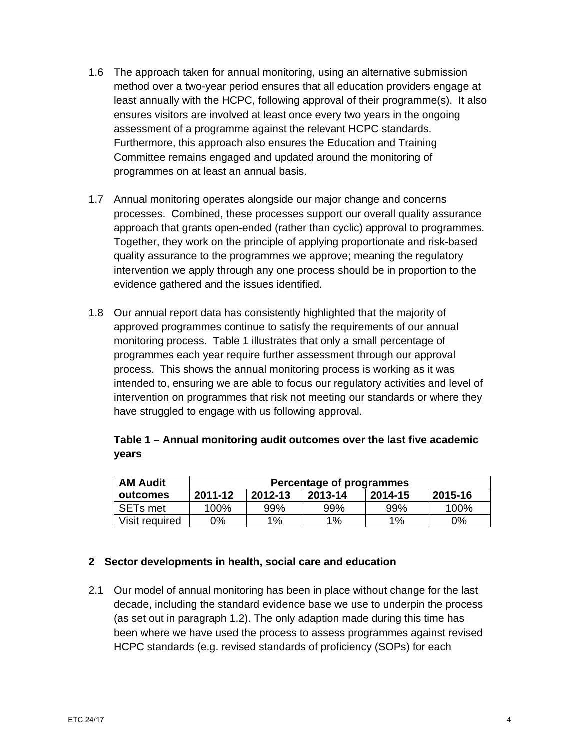1.6 The approach taken for annual monitoring, using an alternative submission method over a two-year period ensures that all education providers engage at least annually with the HCPC, following approval of their programme(s). It also ensures visitors are involved at least once every two years in the ongoing assessment of a programme against the relevant HCPC standards. Furthermore, this approach also ensures the Education and Training Committee remains engaged and updated around the monitoring of programmes on at least an annual basis.

1.7 Annual monitoring operates alongside our major change and concerns processes. Combined, these processes support our overall quality assurance approach that grants open-ended (rather than cyclic) approval to programmes. Together, they work on the principle of applying proportionate and risk-based quality assurance to the programmes we approve; meaning the regulatory intervention we apply through any one process should be in proportion to the evidence gathered and the issues identified.

1.8 Our annual report data has consistently highlighted that the majority of approved programmes continue to satisfy the requirements of our annual monitoring process. Table 1 illustrates that only a small percentage of programmes each year require further assessment through our approval process. This shows the annual monitoring process is working as it was intended to, ensuring we are able to focus our regulatory activities and level of intervention on programmes that risk not meeting our standards or where they have struggled to engage with us following approval.

**Table 1 – Annual monitoring audit outcomes over the last five academic years**

| AM Audit outcomes | Percentage of programmes | | | | |
|---|---|---|---|---|---|
| | 2011-12 | 2012-13 | 2013-14 | 2014-15 | 2015-16 |
| SETs met | 100% | 99% | 99% | 99% | 100% |
| Visit required | 0% | 1% | 1% | 1% | 0% |

## 2 Sector developments in health, social care and education

2.1 Our model of annual monitoring has been in place without change for the last decade, including the standard evidence base we use to underpin the process (as set out in paragraph 1.2). The only adaption made during this time has been where we have used the process to assess programmes against revised HCPC standards (e.g. revised standards of proficiency (SOPs) for each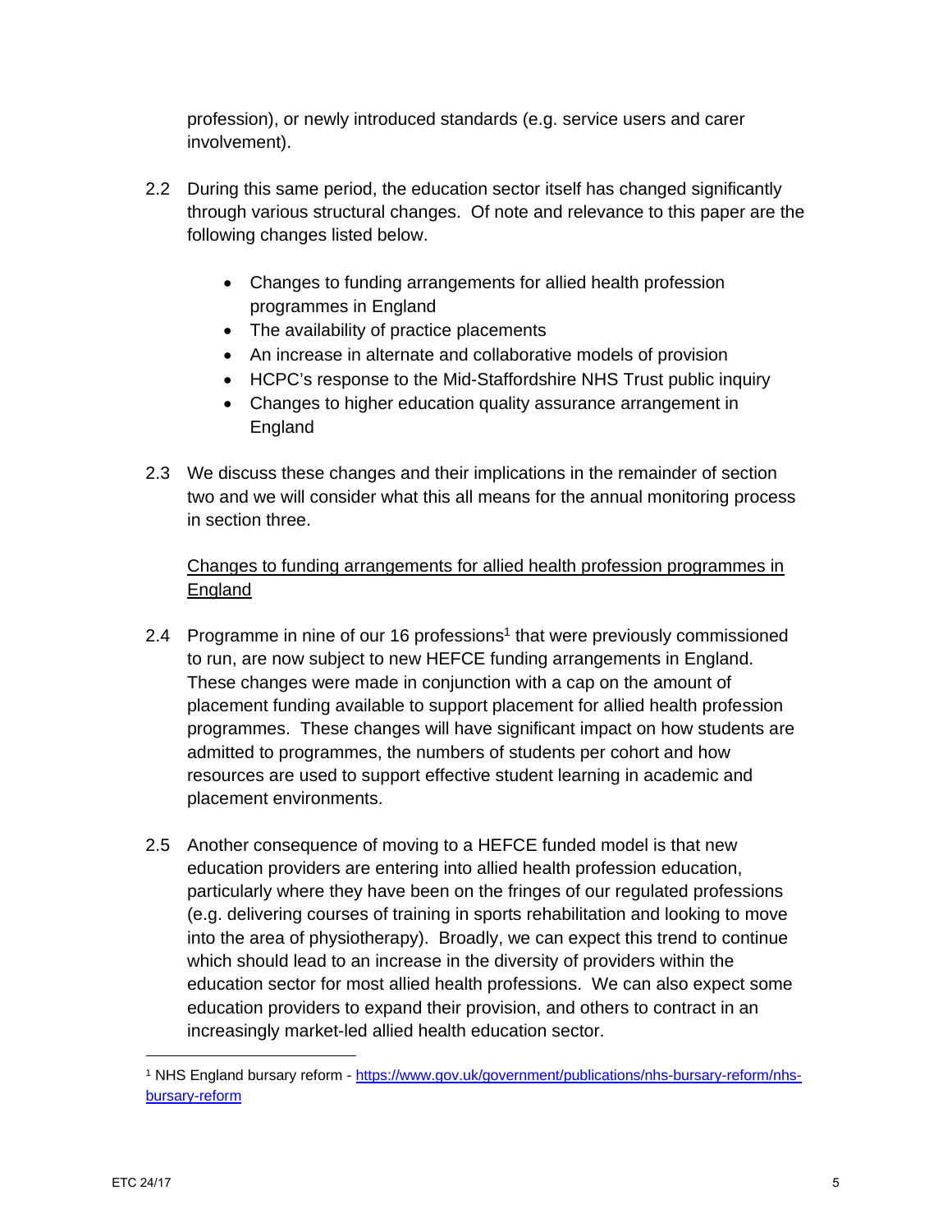profession), or newly introduced standards (e.g. service users and carer involvement).

2.2 During this same period, the education sector itself has changed significantly through various structural changes. Of note and relevance to this paper are the following changes listed below.

- Changes to funding arrangements for allied health profession programmes in England
- The availability of practice placements
- An increase in alternate and collaborative models of provision
- HCPC's response to the Mid-Staffordshire NHS Trust public inquiry
- Changes to higher education quality assurance arrangement in England

2.3 We discuss these changes and their implications in the remainder of section two and we will consider what this all means for the annual monitoring process in section three.

<u>Changes to funding arrangements for allied health profession programmes in England</u>

2.4 Programme in nine of our 16 professions[1] that were previously commissioned to run, are now subject to new HEFCE funding arrangements in England. These changes were made in conjunction with a cap on the amount of placement funding available to support placement for allied health profession programmes. These changes will have significant impact on how students are admitted to programmes, the numbers of students per cohort and how resources are used to support effective student learning in academic and placement environments.

2.5 Another consequence of moving to a HEFCE funded model is that new education providers are entering into allied health profession education, particularly where they have been on the fringes of our regulated professions (e.g. delivering courses of training in sports rehabilitation and looking to move into the area of physiotherapy). Broadly, we can expect this trend to continue which should lead to an increase in the diversity of providers within the education sector for most allied health professions. We can also expect some education providers to expand their provision, and others to contract in an increasingly market-led allied health education sector.

---

[1] NHS England bursary reform - https://www.gov.uk/government/publications/nhs-bursary-reform/nhs-bursary-reform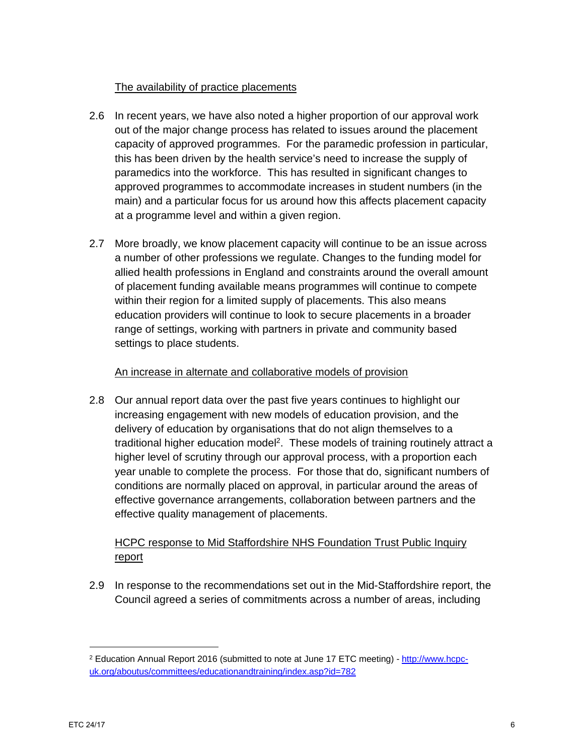The availability of practice placements

2.6 In recent years, we have also noted a higher proportion of our approval work out of the major change process has related to issues around the placement capacity of approved programmes. For the paramedic profession in particular, this has been driven by the health service's need to increase the supply of paramedics into the workforce. This has resulted in significant changes to approved programmes to accommodate increases in student numbers (in the main) and a particular focus for us around how this affects placement capacity at a programme level and within a given region.

2.7 More broadly, we know placement capacity will continue to be an issue across a number of other professions we regulate. Changes to the funding model for allied health professions in England and constraints around the overall amount of placement funding available means programmes will continue to compete within their region for a limited supply of placements. This also means education providers will continue to look to secure placements in a broader range of settings, working with partners in private and community based settings to place students.

An increase in alternate and collaborative models of provision

2.8 Our annual report data over the past five years continues to highlight our increasing engagement with new models of education provision, and the delivery of education by organisations that do not align themselves to a traditional higher education model[2]. These models of training routinely attract a higher level of scrutiny through our approval process, with a proportion each year unable to complete the process. For those that do, significant numbers of conditions are normally placed on approval, in particular around the areas of effective governance arrangements, collaboration between partners and the effective quality management of placements.

HCPC response to Mid Staffordshire NHS Foundation Trust Public Inquiry report

2.9 In response to the recommendations set out in the Mid-Staffordshire report, the Council agreed a series of commitments across a number of areas, including

[2] Education Annual Report 2016 (submitted to note at June 17 ETC meeting) - http://www.hcpc-uk.org/aboutus/committees/educationandtraining/index.asp?id=782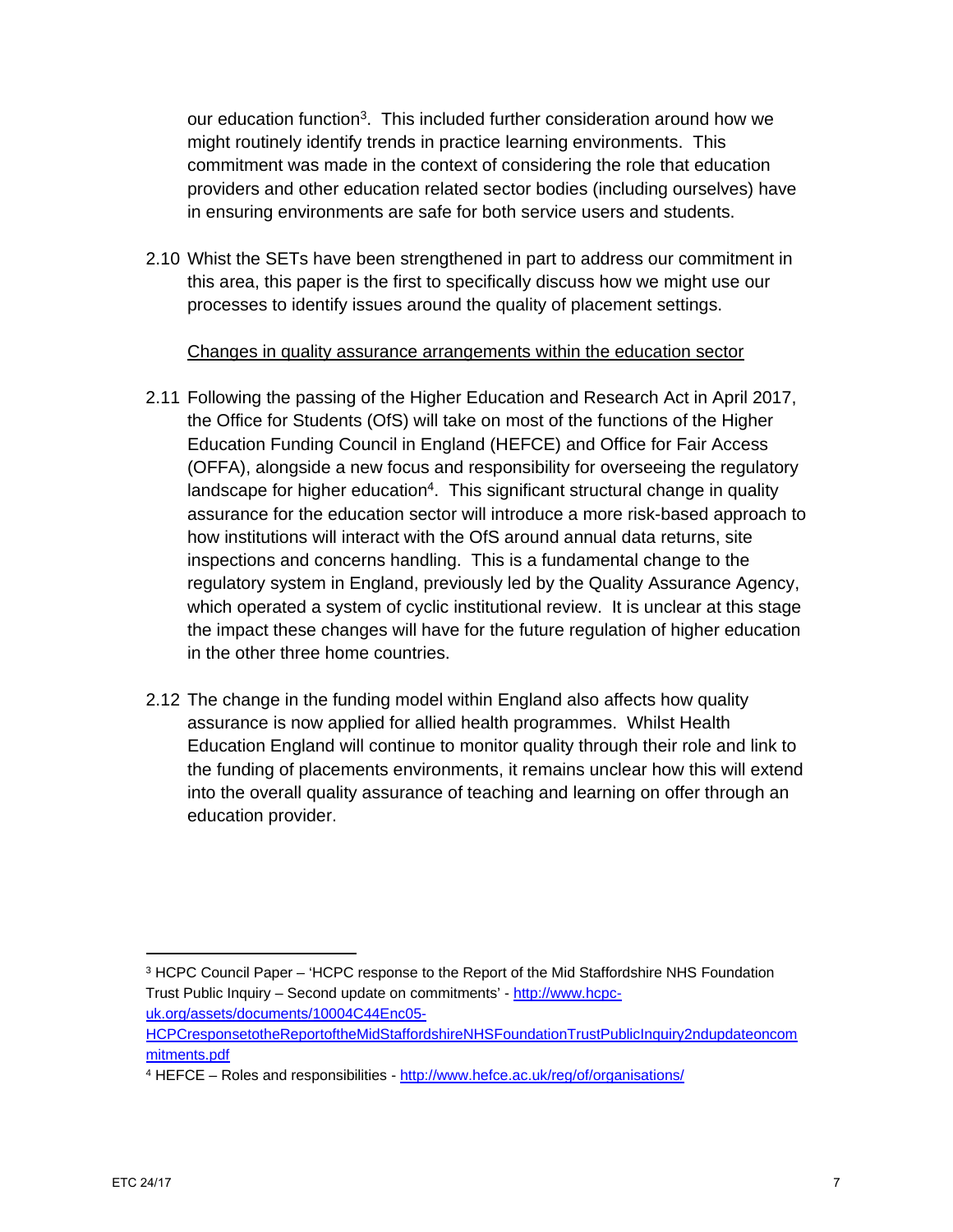our education function[3]. This included further consideration around how we might routinely identify trends in practice learning environments. This commitment was made in the context of considering the role that education providers and other education related sector bodies (including ourselves) have in ensuring environments are safe for both service users and students.

2.10 Whist the SETs have been strengthened in part to address our commitment in this area, this paper is the first to specifically discuss how we might use our processes to identify issues around the quality of placement settings.

<u>Changes in quality assurance arrangements within the education sector</u>

2.11 Following the passing of the Higher Education and Research Act in April 2017, the Office for Students (OfS) will take on most of the functions of the Higher Education Funding Council in England (HEFCE) and Office for Fair Access (OFFA), alongside a new focus and responsibility for overseeing the regulatory landscape for higher education[4]. This significant structural change in quality assurance for the education sector will introduce a more risk-based approach to how institutions will interact with the OfS around annual data returns, site inspections and concerns handling. This is a fundamental change to the regulatory system in England, previously led by the Quality Assurance Agency, which operated a system of cyclic institutional review. It is unclear at this stage the impact these changes will have for the future regulation of higher education in the other three home countries.

2.12 The change in the funding model within England also affects how quality assurance is now applied for allied health programmes. Whilst Health Education England will continue to monitor quality through their role and link to the funding of placements environments, it remains unclear how this will extend into the overall quality assurance of teaching and learning on offer through an education provider.

---

[3] HCPC Council Paper – 'HCPC response to the Report of the Mid Staffordshire NHS Foundation Trust Public Inquiry – Second update on commitments' - http://www.hcpc-uk.org/assets/documents/10004C44Enc05-HCPCresponsetotheReportoftheMidStaffordshireNHSFoundationTrustPublicInquiry2ndupdateoncommitments.pdf

[4] HEFCE – Roles and responsibilities - http://www.hefce.ac.uk/reg/of/organisations/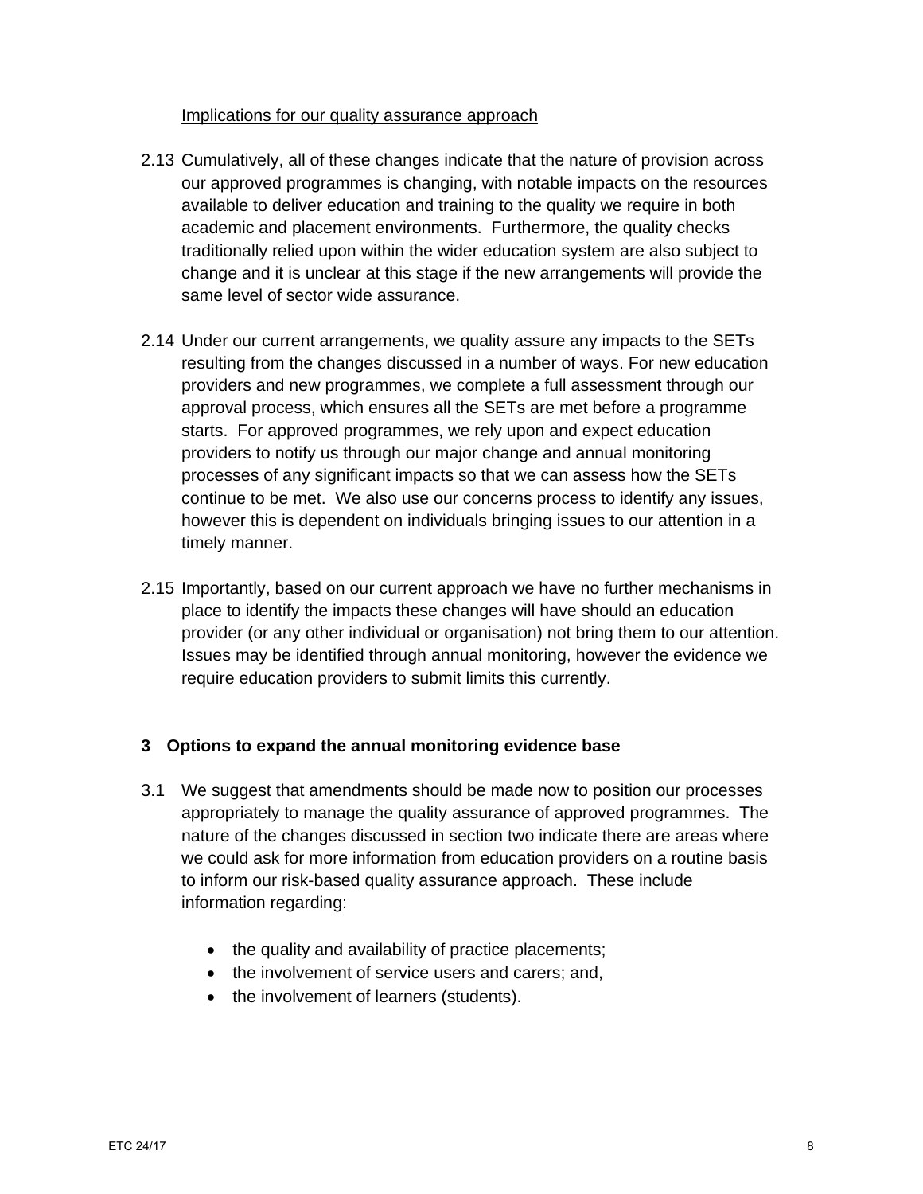Implications for our quality assurance approach

2.13 Cumulatively, all of these changes indicate that the nature of provision across our approved programmes is changing, with notable impacts on the resources available to deliver education and training to the quality we require in both academic and placement environments. Furthermore, the quality checks traditionally relied upon within the wider education system are also subject to change and it is unclear at this stage if the new arrangements will provide the same level of sector wide assurance.

2.14 Under our current arrangements, we quality assure any impacts to the SETs resulting from the changes discussed in a number of ways. For new education providers and new programmes, we complete a full assessment through our approval process, which ensures all the SETs are met before a programme starts. For approved programmes, we rely upon and expect education providers to notify us through our major change and annual monitoring processes of any significant impacts so that we can assess how the SETs continue to be met. We also use our concerns process to identify any issues, however this is dependent on individuals bringing issues to our attention in a timely manner.

2.15 Importantly, based on our current approach we have no further mechanisms in place to identify the impacts these changes will have should an education provider (or any other individual or organisation) not bring them to our attention. Issues may be identified through annual monitoring, however the evidence we require education providers to submit limits this currently.

## 3 Options to expand the annual monitoring evidence base

3.1 We suggest that amendments should be made now to position our processes appropriately to manage the quality assurance of approved programmes. The nature of the changes discussed in section two indicate there are areas where we could ask for more information from education providers on a routine basis to inform our risk-based quality assurance approach. These include information regarding:

- the quality and availability of practice placements;
- the involvement of service users and carers; and,
- the involvement of learners (students).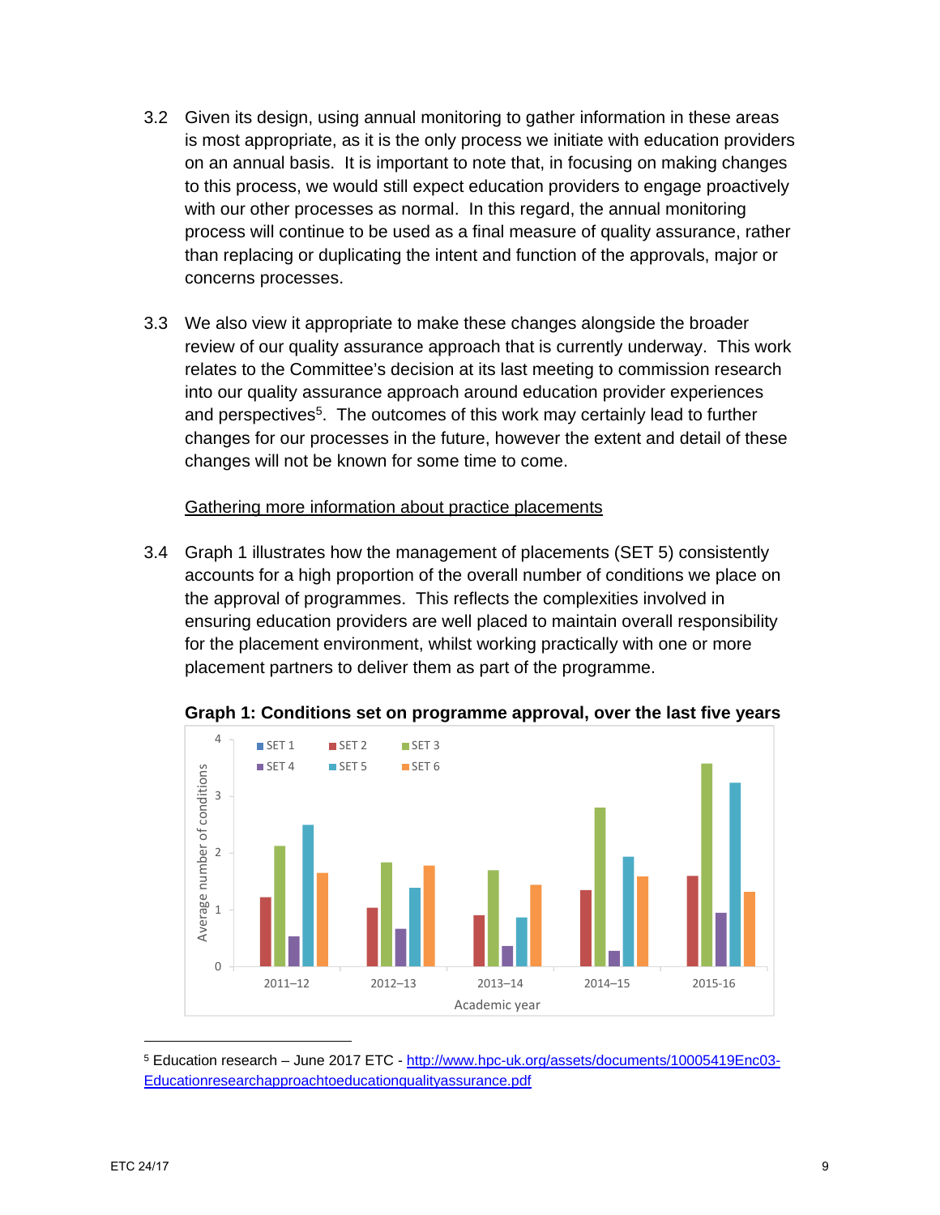3.2 Given its design, using annual monitoring to gather information in these areas is most appropriate, as it is the only process we initiate with education providers on an annual basis. It is important to note that, in focusing on making changes to this process, we would still expect education providers to engage proactively with our other processes as normal. In this regard, the annual monitoring process will continue to be used as a final measure of quality assurance, rather than replacing or duplicating the intent and function of the approvals, major or concerns processes.

3.3 We also view it appropriate to make these changes alongside the broader review of our quality assurance approach that is currently underway. This work relates to the Committee's decision at its last meeting to commission research into our quality assurance approach around education provider experiences and perspectives[5]. The outcomes of this work may certainly lead to further changes for our processes in the future, however the extent and detail of these changes will not be known for some time to come.

<u>Gathering more information about practice placements</u>

3.4 Graph 1 illustrates how the management of placements (SET 5) consistently accounts for a high proportion of the overall number of conditions we place on the approval of programmes. This reflects the complexities involved in ensuring education providers are well placed to maintain overall responsibility for the placement environment, whilst working practically with one or more placement partners to deliver them as part of the programme.

**Graph 1: Conditions set on programme approval, over the last five years**

[5] Education research – June 2017 ETC - http://www.hpc-uk.org/assets/documents/10005419Enc03-Educationresearchapproachtoeducationqualityassurance.pdf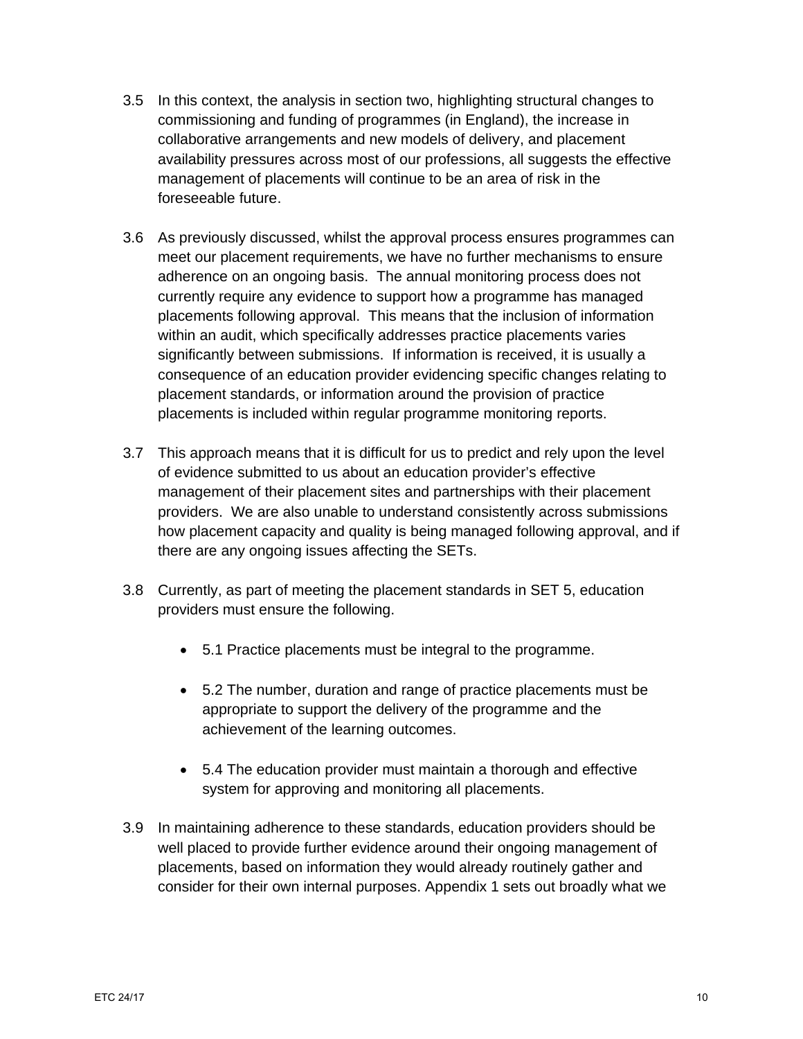3.5 In this context, the analysis in section two, highlighting structural changes to commissioning and funding of programmes (in England), the increase in collaborative arrangements and new models of delivery, and placement availability pressures across most of our professions, all suggests the effective management of placements will continue to be an area of risk in the foreseeable future.

3.6 As previously discussed, whilst the approval process ensures programmes can meet our placement requirements, we have no further mechanisms to ensure adherence on an ongoing basis. The annual monitoring process does not currently require any evidence to support how a programme has managed placements following approval. This means that the inclusion of information within an audit, which specifically addresses practice placements varies significantly between submissions. If information is received, it is usually a consequence of an education provider evidencing specific changes relating to placement standards, or information around the provision of practice placements is included within regular programme monitoring reports.

3.7 This approach means that it is difficult for us to predict and rely upon the level of evidence submitted to us about an education provider's effective management of their placement sites and partnerships with their placement providers. We are also unable to understand consistently across submissions how placement capacity and quality is being managed following approval, and if there are any ongoing issues affecting the SETs.

3.8 Currently, as part of meeting the placement standards in SET 5, education providers must ensure the following.

- 5.1 Practice placements must be integral to the programme.
- 5.2 The number, duration and range of practice placements must be appropriate to support the delivery of the programme and the achievement of the learning outcomes.
- 5.4 The education provider must maintain a thorough and effective system for approving and monitoring all placements.

3.9 In maintaining adherence to these standards, education providers should be well placed to provide further evidence around their ongoing management of placements, based on information they would already routinely gather and consider for their own internal purposes. Appendix 1 sets out broadly what we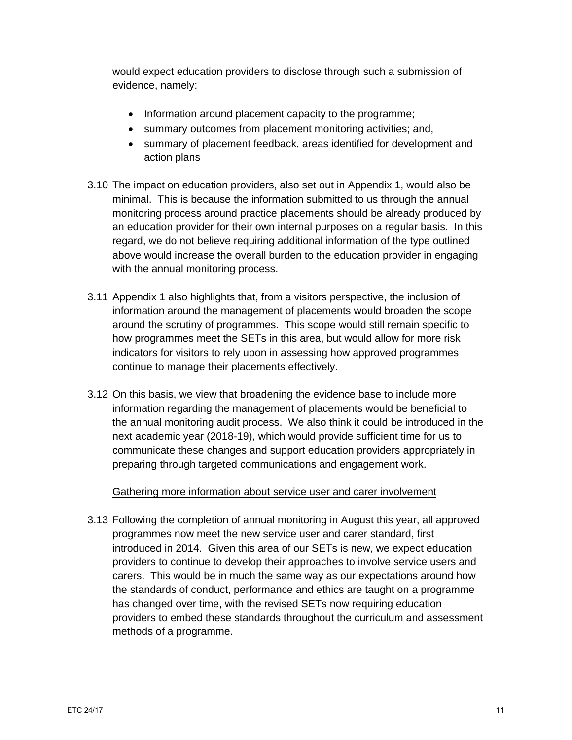would expect education providers to disclose through such a submission of evidence, namely:

- Information around placement capacity to the programme;
- summary outcomes from placement monitoring activities; and,
- summary of placement feedback, areas identified for development and action plans

3.10 The impact on education providers, also set out in Appendix 1, would also be minimal. This is because the information submitted to us through the annual monitoring process around practice placements should be already produced by an education provider for their own internal purposes on a regular basis. In this regard, we do not believe requiring additional information of the type outlined above would increase the overall burden to the education provider in engaging with the annual monitoring process.

3.11 Appendix 1 also highlights that, from a visitors perspective, the inclusion of information around the management of placements would broaden the scope around the scrutiny of programmes. This scope would still remain specific to how programmes meet the SETs in this area, but would allow for more risk indicators for visitors to rely upon in assessing how approved programmes continue to manage their placements effectively.

3.12 On this basis, we view that broadening the evidence base to include more information regarding the management of placements would be beneficial to the annual monitoring audit process. We also think it could be introduced in the next academic year (2018-19), which would provide sufficient time for us to communicate these changes and support education providers appropriately in preparing through targeted communications and engagement work.

<u>Gathering more information about service user and carer involvement</u>

3.13 Following the completion of annual monitoring in August this year, all approved programmes now meet the new service user and carer standard, first introduced in 2014. Given this area of our SETs is new, we expect education providers to continue to develop their approaches to involve service users and carers. This would be in much the same way as our expectations around how the standards of conduct, performance and ethics are taught on a programme has changed over time, with the revised SETs now requiring education providers to embed these standards throughout the curriculum and assessment methods of a programme.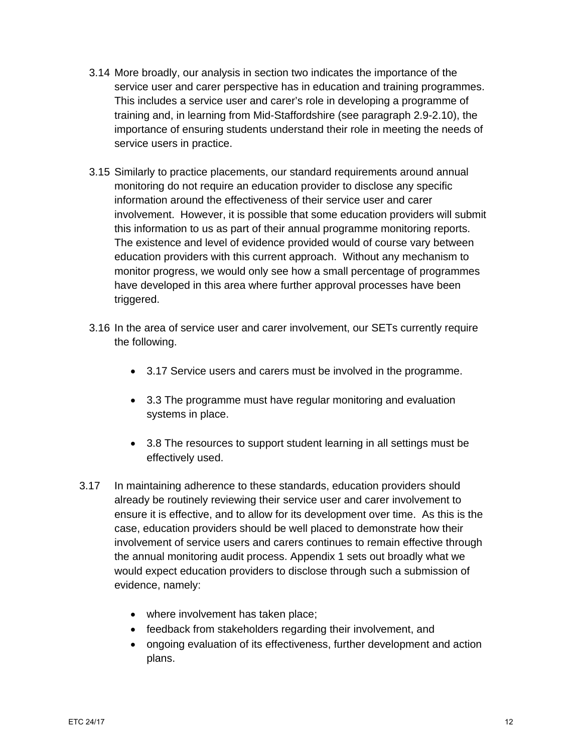3.14 More broadly, our analysis in section two indicates the importance of the service user and carer perspective has in education and training programmes. This includes a service user and carer's role in developing a programme of training and, in learning from Mid-Staffordshire (see paragraph 2.9-2.10), the importance of ensuring students understand their role in meeting the needs of service users in practice.

3.15 Similarly to practice placements, our standard requirements around annual monitoring do not require an education provider to disclose any specific information around the effectiveness of their service user and carer involvement. However, it is possible that some education providers will submit this information to us as part of their annual programme monitoring reports. The existence and level of evidence provided would of course vary between education providers with this current approach. Without any mechanism to monitor progress, we would only see how a small percentage of programmes have developed in this area where further approval processes have been triggered.

3.16 In the area of service user and carer involvement, our SETs currently require the following.

- 3.17 Service users and carers must be involved in the programme.
- 3.3 The programme must have regular monitoring and evaluation systems in place.
- 3.8 The resources to support student learning in all settings must be effectively used.

3.17 In maintaining adherence to these standards, education providers should already be routinely reviewing their service user and carer involvement to ensure it is effective, and to allow for its development over time. As this is the case, education providers should be well placed to demonstrate how their involvement of service users and carers continues to remain effective through the annual monitoring audit process. Appendix 1 sets out broadly what we would expect education providers to disclose through such a submission of evidence, namely:

- where involvement has taken place;
- feedback from stakeholders regarding their involvement, and
- ongoing evaluation of its effectiveness, further development and action plans.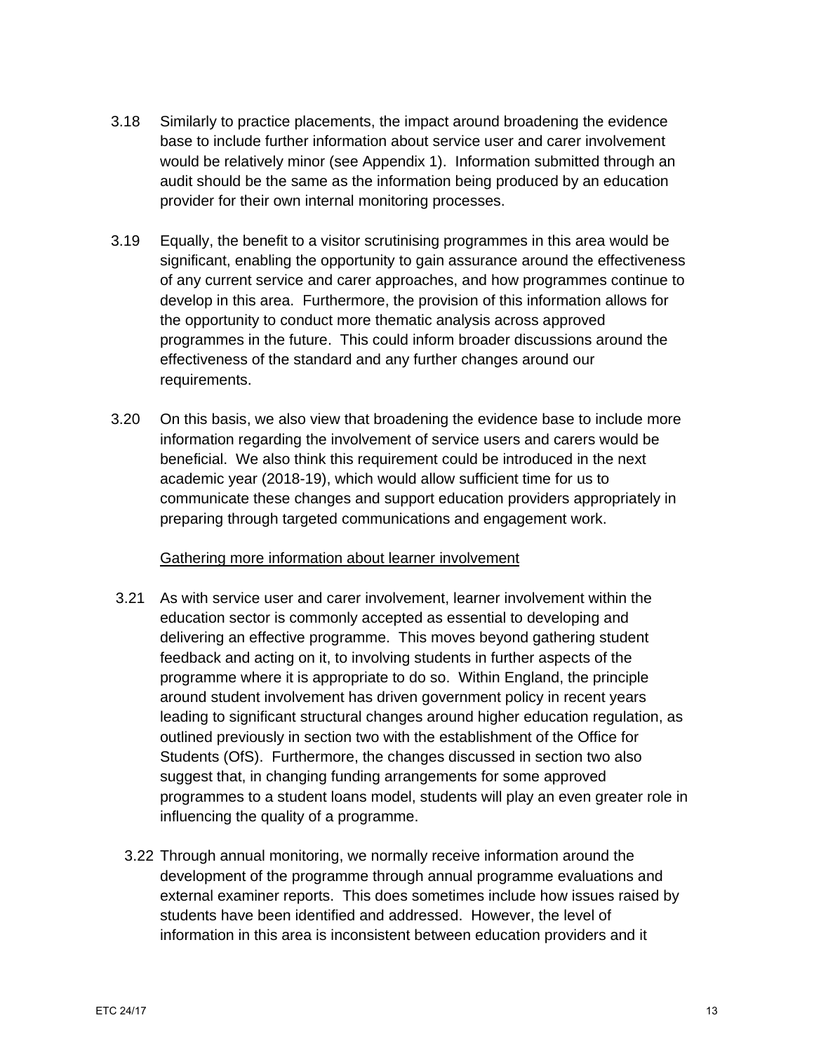3.18 Similarly to practice placements, the impact around broadening the evidence base to include further information about service user and carer involvement would be relatively minor (see Appendix 1). Information submitted through an audit should be the same as the information being produced by an education provider for their own internal monitoring processes.

3.19 Equally, the benefit to a visitor scrutinising programmes in this area would be significant, enabling the opportunity to gain assurance around the effectiveness of any current service and carer approaches, and how programmes continue to develop in this area. Furthermore, the provision of this information allows for the opportunity to conduct more thematic analysis across approved programmes in the future. This could inform broader discussions around the effectiveness of the standard and any further changes around our requirements.

3.20 On this basis, we also view that broadening the evidence base to include more information regarding the involvement of service users and carers would be beneficial. We also think this requirement could be introduced in the next academic year (2018-19), which would allow sufficient time for us to communicate these changes and support education providers appropriately in preparing through targeted communications and engagement work.

<u>Gathering more information about learner involvement</u>

3.21 As with service user and carer involvement, learner involvement within the education sector is commonly accepted as essential to developing and delivering an effective programme. This moves beyond gathering student feedback and acting on it, to involving students in further aspects of the programme where it is appropriate to do so. Within England, the principle around student involvement has driven government policy in recent years leading to significant structural changes around higher education regulation, as outlined previously in section two with the establishment of the Office for Students (OfS). Furthermore, the changes discussed in section two also suggest that, in changing funding arrangements for some approved programmes to a student loans model, students will play an even greater role in influencing the quality of a programme.

3.22 Through annual monitoring, we normally receive information around the development of the programme through annual programme evaluations and external examiner reports. This does sometimes include how issues raised by students have been identified and addressed. However, the level of information in this area is inconsistent between education providers and it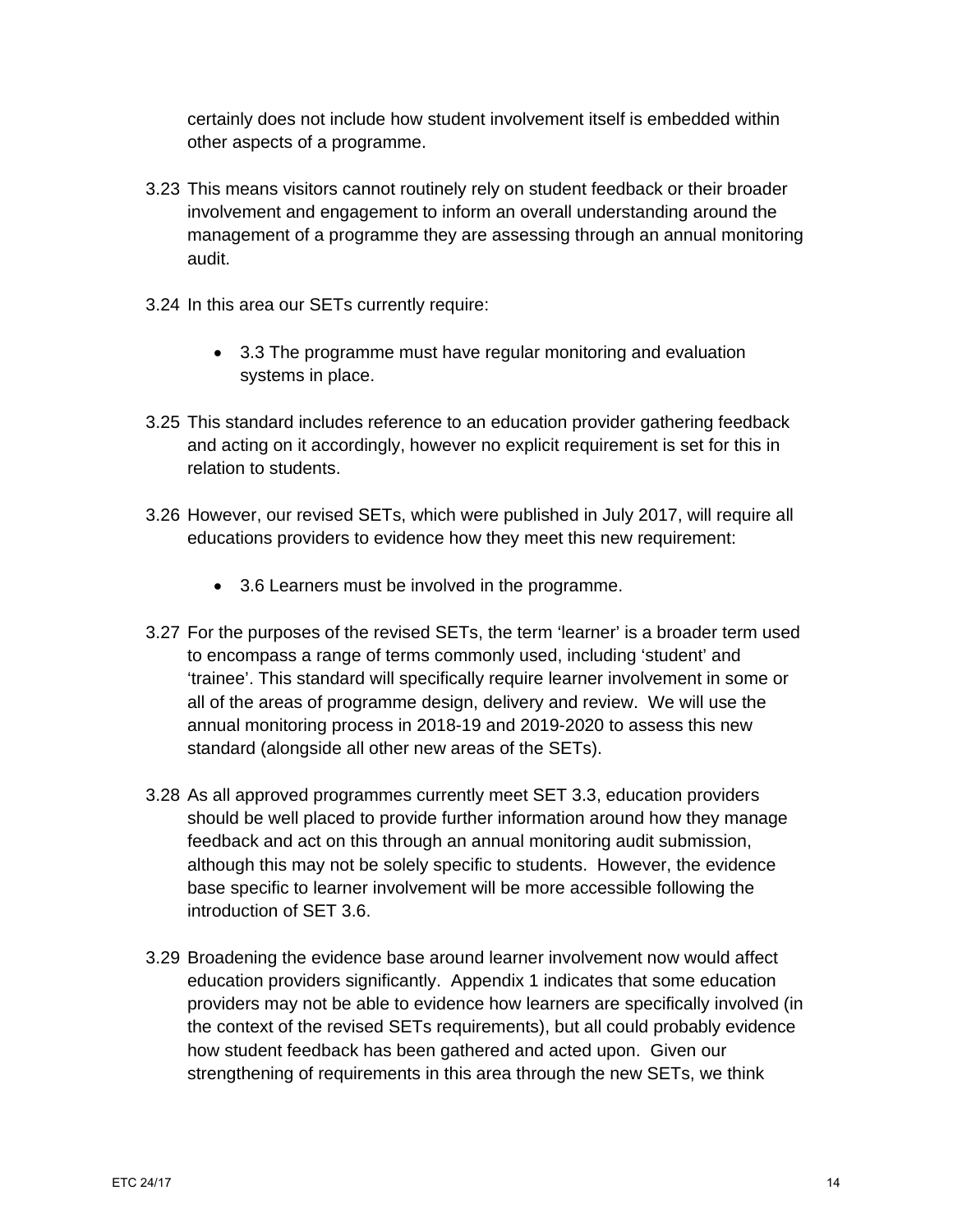certainly does not include how student involvement itself is embedded within other aspects of a programme.

3.23 This means visitors cannot routinely rely on student feedback or their broader involvement and engagement to inform an overall understanding around the management of a programme they are assessing through an annual monitoring audit.

3.24 In this area our SETs currently require:

- 3.3 The programme must have regular monitoring and evaluation systems in place.

3.25 This standard includes reference to an education provider gathering feedback and acting on it accordingly, however no explicit requirement is set for this in relation to students.

3.26 However, our revised SETs, which were published in July 2017, will require all educations providers to evidence how they meet this new requirement:

- 3.6 Learners must be involved in the programme.

3.27 For the purposes of the revised SETs, the term 'learner' is a broader term used to encompass a range of terms commonly used, including 'student' and 'trainee'. This standard will specifically require learner involvement in some or all of the areas of programme design, delivery and review. We will use the annual monitoring process in 2018-19 and 2019-2020 to assess this new standard (alongside all other new areas of the SETs).

3.28 As all approved programmes currently meet SET 3.3, education providers should be well placed to provide further information around how they manage feedback and act on this through an annual monitoring audit submission, although this may not be solely specific to students. However, the evidence base specific to learner involvement will be more accessible following the introduction of SET 3.6.

3.29 Broadening the evidence base around learner involvement now would affect education providers significantly. Appendix 1 indicates that some education providers may not be able to evidence how learners are specifically involved (in the context of the revised SETs requirements), but all could probably evidence how student feedback has been gathered and acted upon. Given our strengthening of requirements in this area through the new SETs, we think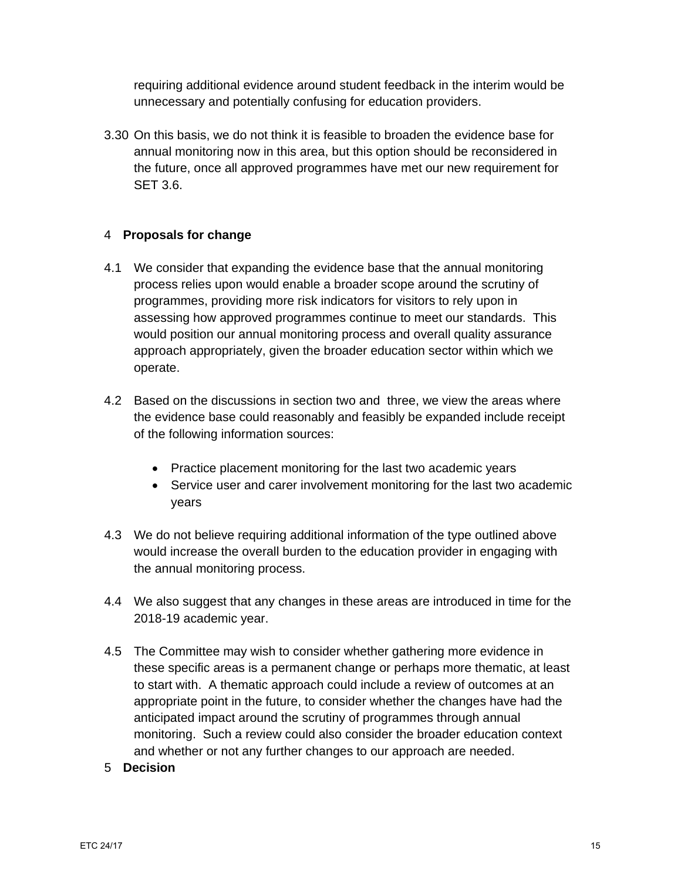requiring additional evidence around student feedback in the interim would be unnecessary and potentially confusing for education providers.

3.30 On this basis, we do not think it is feasible to broaden the evidence base for annual monitoring now in this area, but this option should be reconsidered in the future, once all approved programmes have met our new requirement for SET 3.6.

## 4 Proposals for change

4.1 We consider that expanding the evidence base that the annual monitoring process relies upon would enable a broader scope around the scrutiny of programmes, providing more risk indicators for visitors to rely upon in assessing how approved programmes continue to meet our standards. This would position our annual monitoring process and overall quality assurance approach appropriately, given the broader education sector within which we operate.

4.2 Based on the discussions in section two and three, we view the areas where the evidence base could reasonably and feasibly be expanded include receipt of the following information sources:

- Practice placement monitoring for the last two academic years
- Service user and carer involvement monitoring for the last two academic years

4.3 We do not believe requiring additional information of the type outlined above would increase the overall burden to the education provider in engaging with the annual monitoring process.

4.4 We also suggest that any changes in these areas are introduced in time for the 2018-19 academic year.

4.5 The Committee may wish to consider whether gathering more evidence in these specific areas is a permanent change or perhaps more thematic, at least to start with. A thematic approach could include a review of outcomes at an appropriate point in the future, to consider whether the changes have had the anticipated impact around the scrutiny of programmes through annual monitoring. Such a review could also consider the broader education context and whether or not any further changes to our approach are needed.

## 5 Decision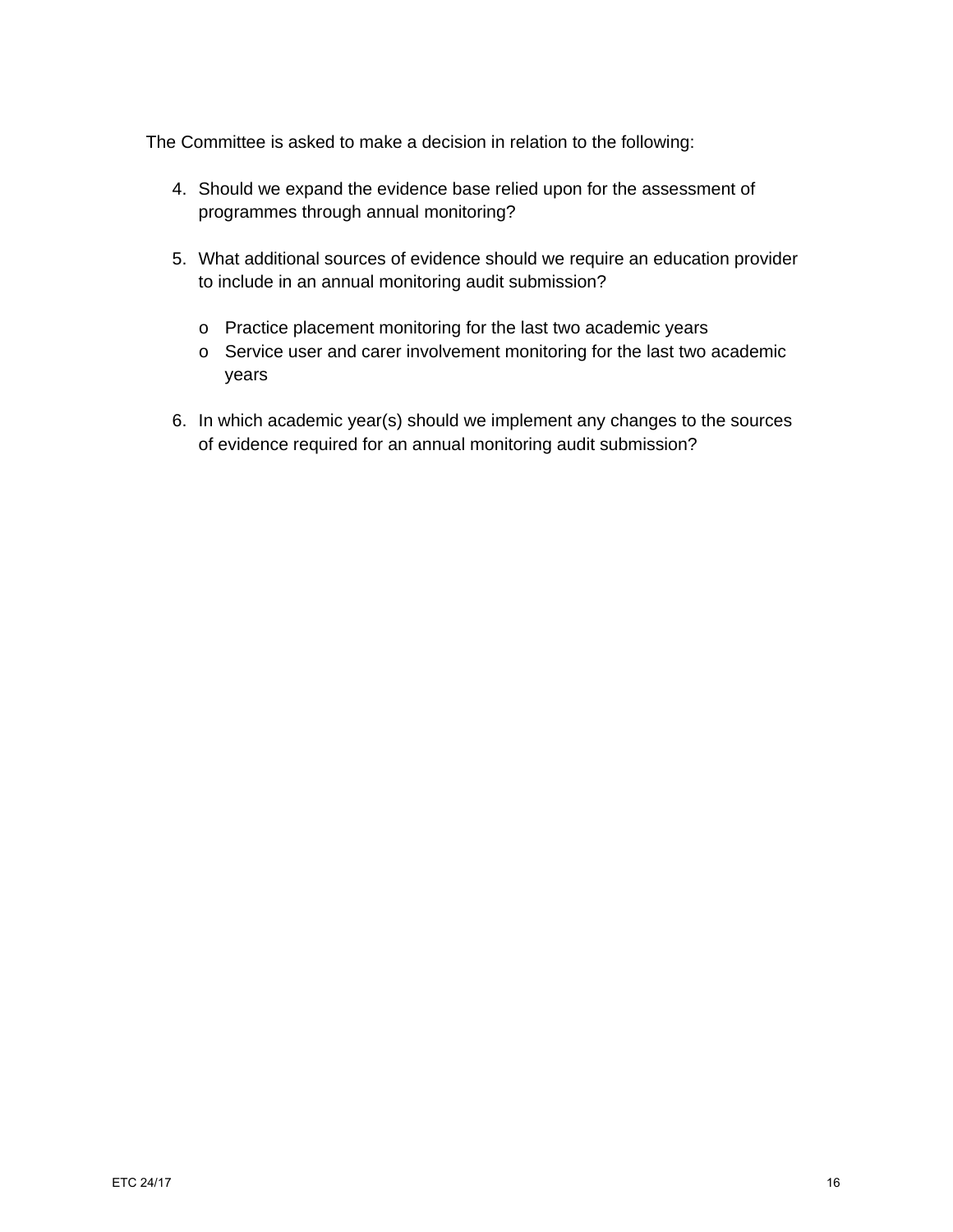The Committee is asked to make a decision in relation to the following:

4. Should we expand the evidence base relied upon for the assessment of programmes through annual monitoring?

5. What additional sources of evidence should we require an education provider to include in an annual monitoring audit submission?

    - Practice placement monitoring for the last two academic years
    - Service user and carer involvement monitoring for the last two academic years

6. In which academic year(s) should we implement any changes to the sources of evidence required for an annual monitoring audit submission?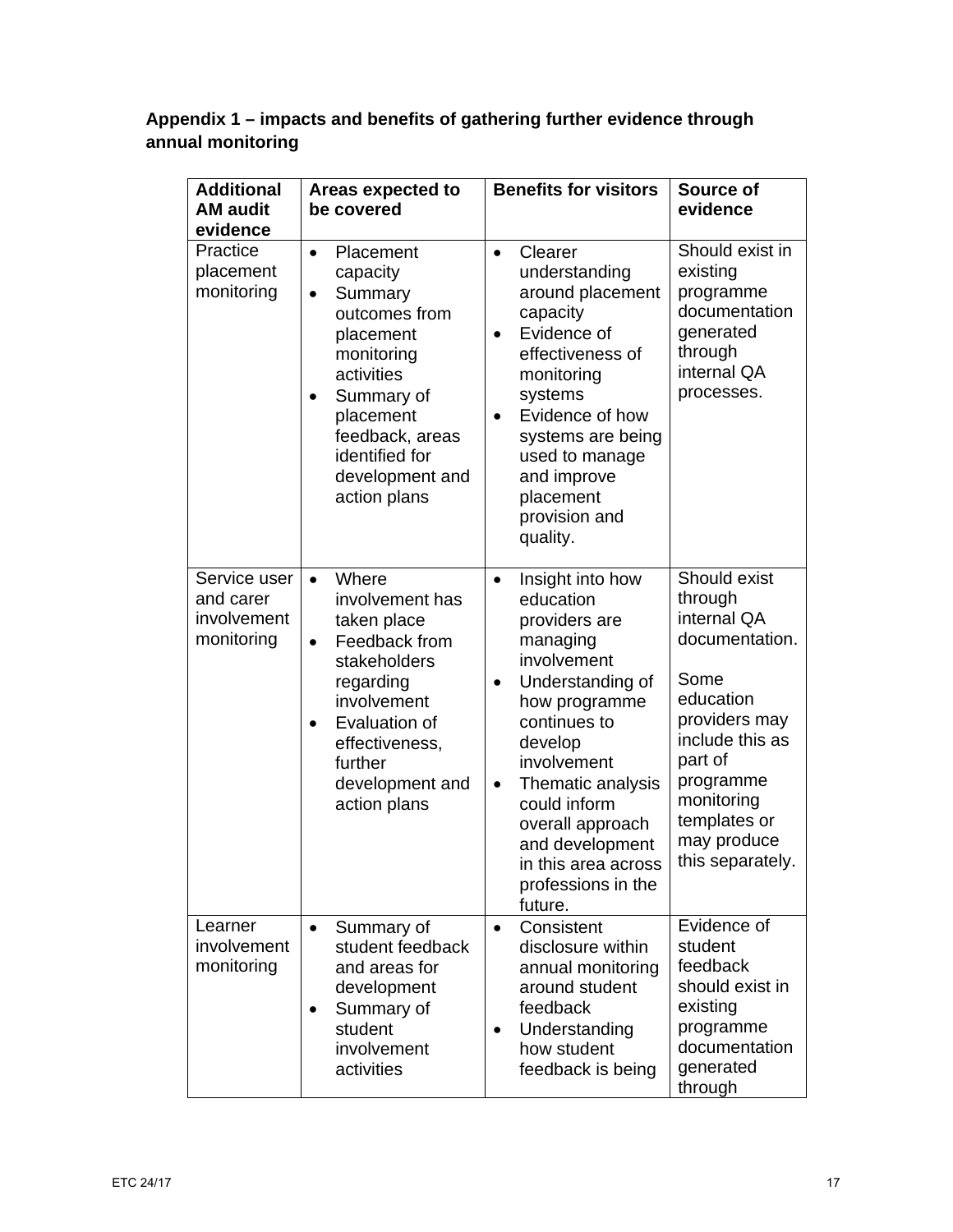**Appendix 1 – impacts and benefits of gathering further evidence through annual monitoring**

| Additional AM audit evidence | Areas expected to be covered | Benefits for visitors | Source of evidence |
|---|---|---|---|
| Practice placement monitoring | • Placement capacity<br>• Summary outcomes from placement monitoring activities<br>• Summary of placement feedback, areas identified for development and action plans | • Clearer understanding around placement capacity<br>• Evidence of effectiveness of monitoring systems<br>• Evidence of how systems are being used to manage and improve placement provision and quality. | Should exist in existing programme documentation generated through internal QA processes. |
| Service user and carer involvement monitoring | • Where involvement has taken place<br>• Feedback from stakeholders regarding involvement<br>• Evaluation of effectiveness, further development and action plans | • Insight into how education providers are managing involvement<br>• Understanding of how programme continues to develop involvement<br>• Thematic analysis could inform overall approach and development in this area across professions in the future. | Should exist through internal QA documentation.<br><br>Some education providers may include this as part of programme monitoring templates or may produce this separately. |
| Learner involvement monitoring | • Summary of student feedback and areas for development<br>• Summary of student involvement activities | • Consistent disclosure within annual monitoring around student feedback<br>• Understanding how student feedback is being | Evidence of student feedback should exist in existing programme documentation generated through |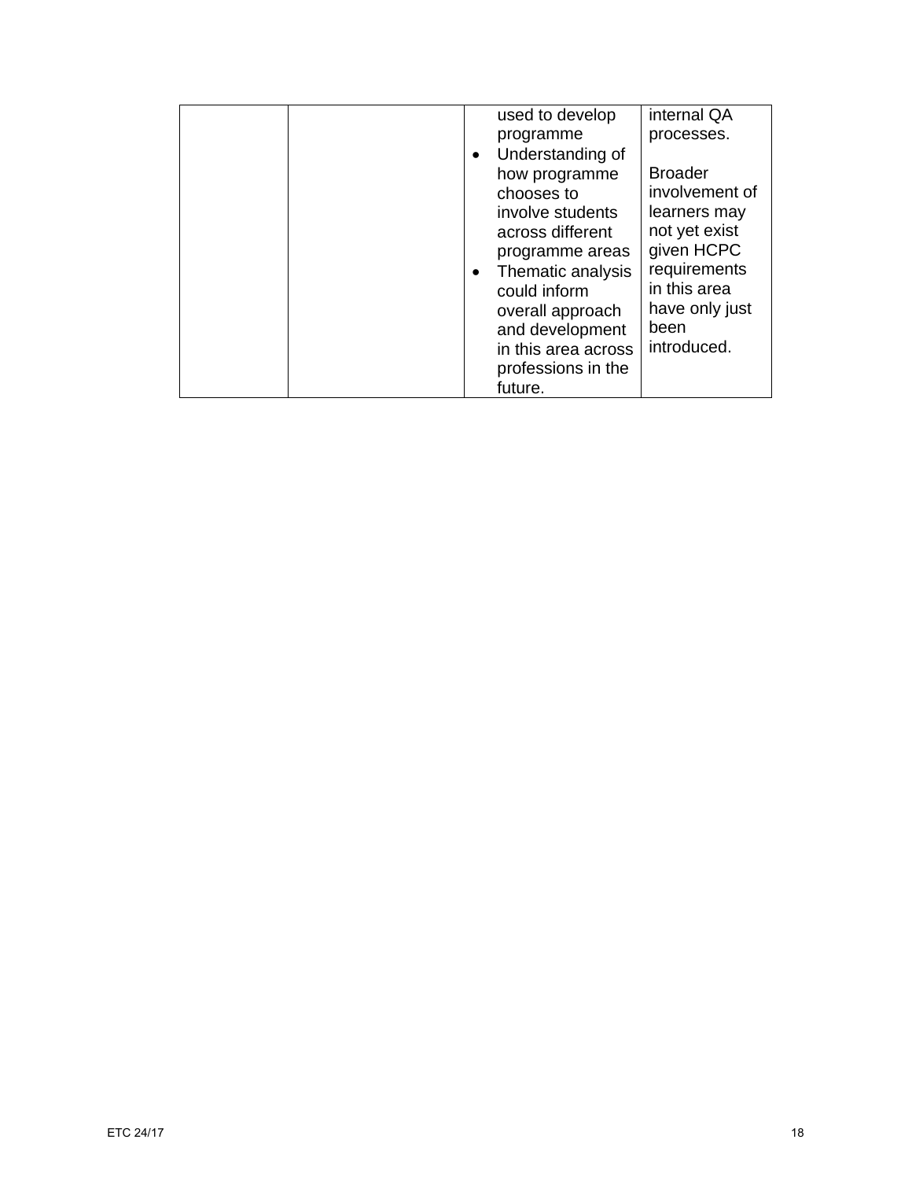| | | | |
|---|---|---|---|
| | | used to develop programme<br>• Understanding of how programme chooses to involve students across different programme areas<br>• Thematic analysis could inform overall approach and development in this area across professions in the future. | internal QA processes.<br><br>Broader involvement of learners may not yet exist given HCPC requirements in this area have only just been introduced. |